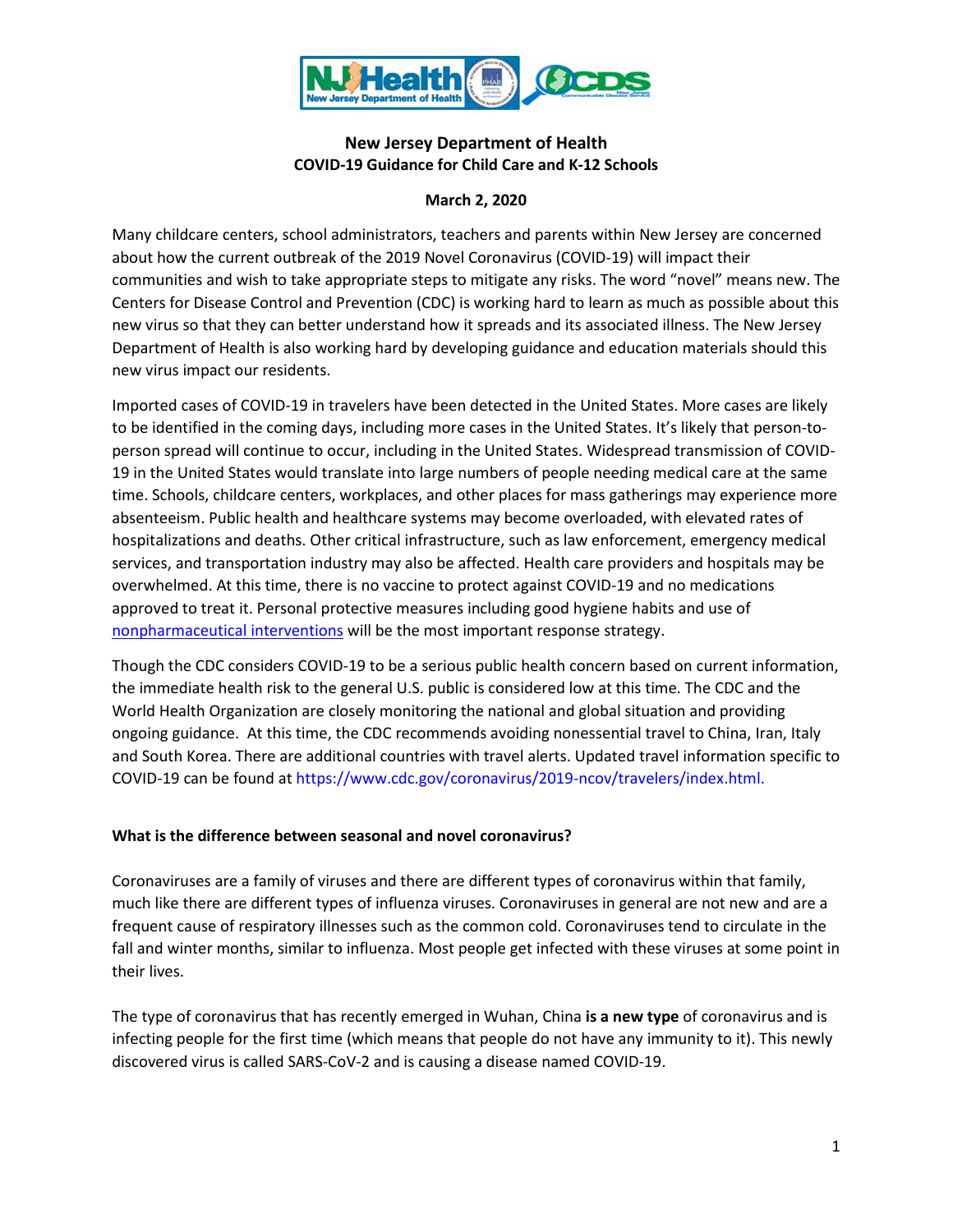# New Jersey Department of Health
## COVID-19 Guidance for Child Care and K-12 Schools

**March 2, 2020**

Many childcare centers, school administrators, teachers and parents within New Jersey are concerned about how the current outbreak of the 2019 Novel Coronavirus (COVID-19) will impact their communities and wish to take appropriate steps to mitigate any risks. The word "novel" means new. The Centers for Disease Control and Prevention (CDC) is working hard to learn as much as possible about this new virus so that they can better understand how it spreads and its associated illness. The New Jersey Department of Health is also working hard by developing guidance and education materials should this new virus impact our residents.

Imported cases of COVID-19 in travelers have been detected in the United States. More cases are likely to be identified in the coming days, including more cases in the United States. It's likely that person-to-person spread will continue to occur, including in the United States. Widespread transmission of COVID-19 in the United States would translate into large numbers of people needing medical care at the same time. Schools, childcare centers, workplaces, and other places for mass gatherings may experience more absenteeism. Public health and healthcare systems may become overloaded, with elevated rates of hospitalizations and deaths. Other critical infrastructure, such as law enforcement, emergency medical services, and transportation industry may also be affected. Health care providers and hospitals may be overwhelmed. At this time, there is no vaccine to protect against COVID-19 and no medications approved to treat it. Personal protective measures including good hygiene habits and use of nonpharmaceutical interventions will be the most important response strategy.

Though the CDC considers COVID-19 to be a serious public health concern based on current information, the immediate health risk to the general U.S. public is considered low at this time. The CDC and the World Health Organization are closely monitoring the national and global situation and providing ongoing guidance. At this time, the CDC recommends avoiding nonessential travel to China, Iran, Italy and South Korea. There are additional countries with travel alerts. Updated travel information specific to COVID-19 can be found at https://www.cdc.gov/coronavirus/2019-ncov/travelers/index.html.

**What is the difference between seasonal and novel coronavirus?**

Coronaviruses are a family of viruses and there are different types of coronavirus within that family, much like there are different types of influenza viruses. Coronaviruses in general are not new and are a frequent cause of respiratory illnesses such as the common cold. Coronaviruses tend to circulate in the fall and winter months, similar to influenza. Most people get infected with these viruses at some point in their lives.

The type of coronavirus that has recently emerged in Wuhan, China **is a new type** of coronavirus and is infecting people for the first time (which means that people do not have any immunity to it). This newly discovered virus is called SARS-CoV-2 and is causing a disease named COVID-19.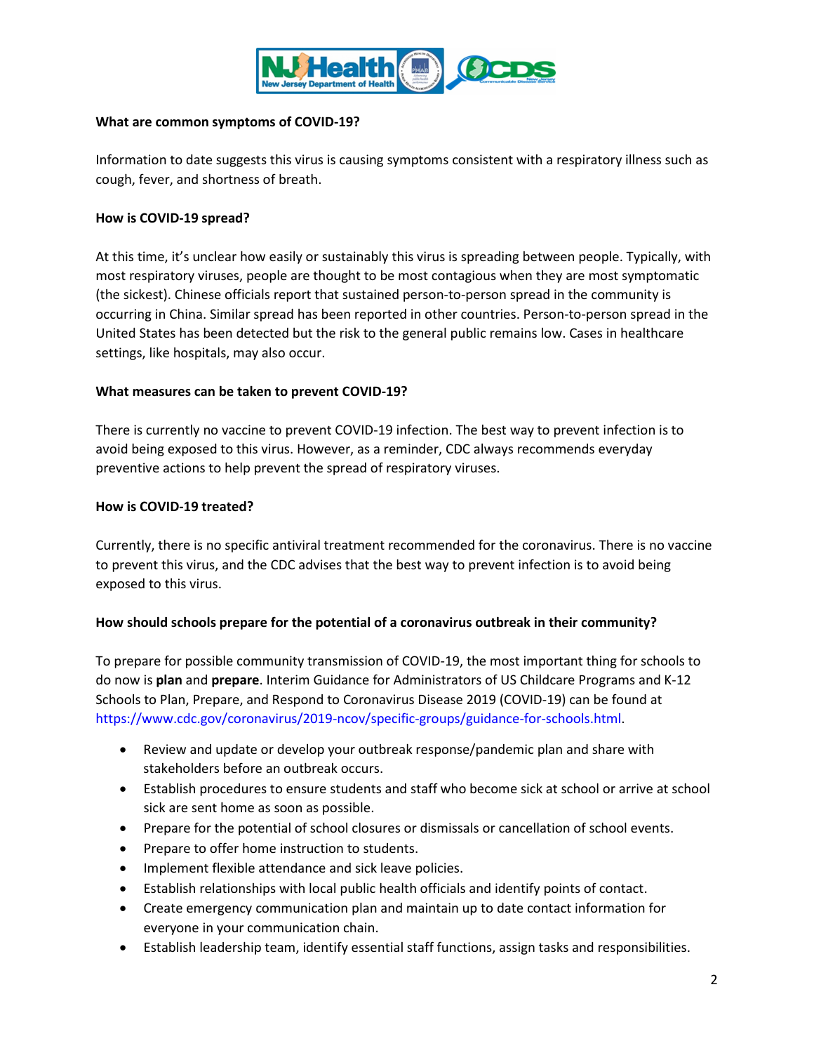**What are common symptoms of COVID-19?**

Information to date suggests this virus is causing symptoms consistent with a respiratory illness such as cough, fever, and shortness of breath.

**How is COVID-19 spread?**

At this time, it's unclear how easily or sustainably this virus is spreading between people. Typically, with most respiratory viruses, people are thought to be most contagious when they are most symptomatic (the sickest). Chinese officials report that sustained person-to-person spread in the community is occurring in China. Similar spread has been reported in other countries. Person-to-person spread in the United States has been detected but the risk to the general public remains low. Cases in healthcare settings, like hospitals, may also occur.

**What measures can be taken to prevent COVID-19?**

There is currently no vaccine to prevent COVID-19 infection. The best way to prevent infection is to avoid being exposed to this virus. However, as a reminder, CDC always recommends everyday preventive actions to help prevent the spread of respiratory viruses.

**How is COVID-19 treated?**

Currently, there is no specific antiviral treatment recommended for the coronavirus. There is no vaccine to prevent this virus, and the CDC advises that the best way to prevent infection is to avoid being exposed to this virus.

**How should schools prepare for the potential of a coronavirus outbreak in their community?**

To prepare for possible community transmission of COVID-19, the most important thing for schools to do now is **plan** and **prepare**. Interim Guidance for Administrators of US Childcare Programs and K-12 Schools to Plan, Prepare, and Respond to Coronavirus Disease 2019 (COVID-19) can be found at https://www.cdc.gov/coronavirus/2019-ncov/specific-groups/guidance-for-schools.html.

- Review and update or develop your outbreak response/pandemic plan and share with stakeholders before an outbreak occurs.
- Establish procedures to ensure students and staff who become sick at school or arrive at school sick are sent home as soon as possible.
- Prepare for the potential of school closures or dismissals or cancellation of school events.
- Prepare to offer home instruction to students.
- Implement flexible attendance and sick leave policies.
- Establish relationships with local public health officials and identify points of contact.
- Create emergency communication plan and maintain up to date contact information for everyone in your communication chain.
- Establish leadership team, identify essential staff functions, assign tasks and responsibilities.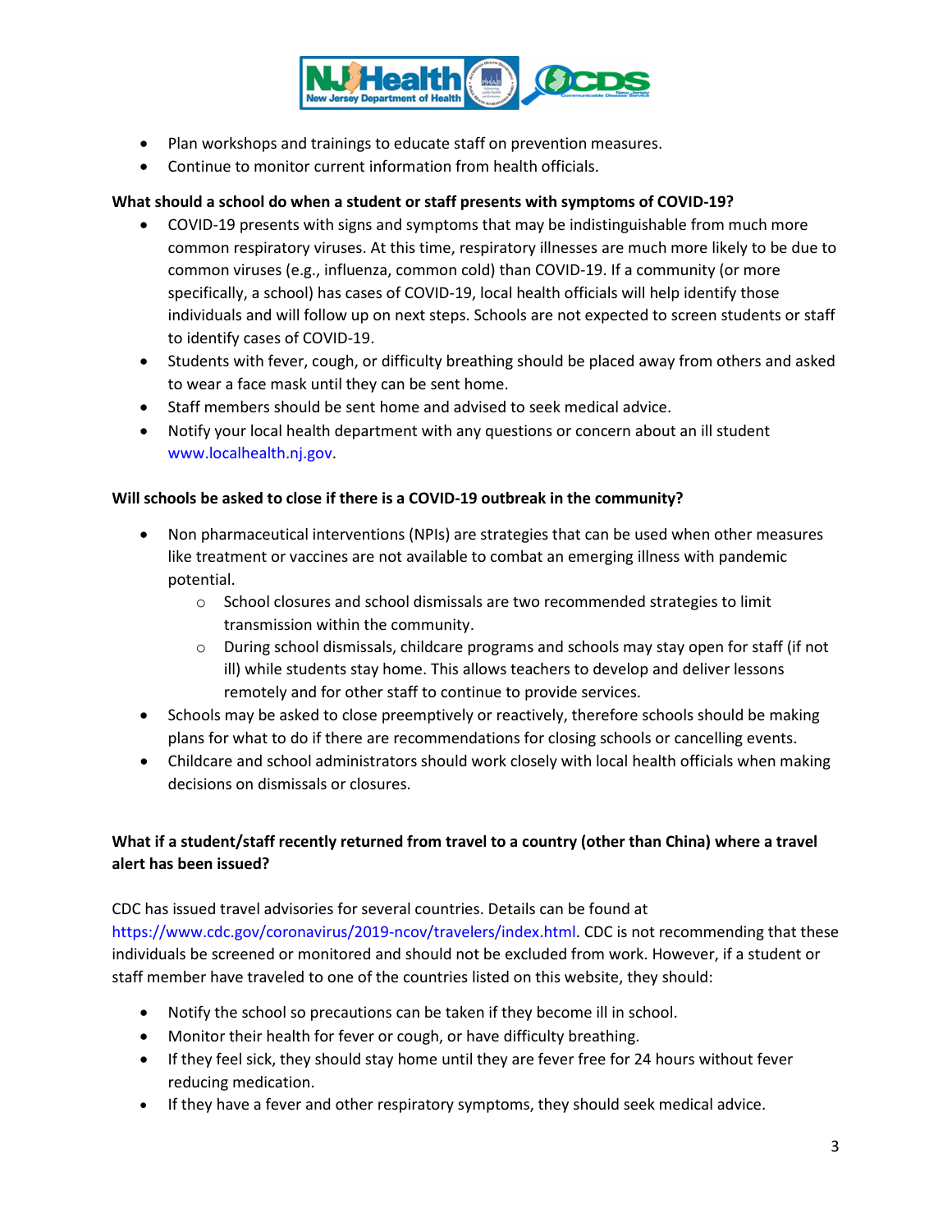- Plan workshops and trainings to educate staff on prevention measures.
- Continue to monitor current information from health officials.

**What should a school do when a student or staff presents with symptoms of COVID-19?**

- COVID-19 presents with signs and symptoms that may be indistinguishable from much more common respiratory viruses. At this time, respiratory illnesses are much more likely to be due to common viruses (e.g., influenza, common cold) than COVID-19. If a community (or more specifically, a school) has cases of COVID-19, local health officials will help identify those individuals and will follow up on next steps. Schools are not expected to screen students or staff to identify cases of COVID-19.
- Students with fever, cough, or difficulty breathing should be placed away from others and asked to wear a face mask until they can be sent home.
- Staff members should be sent home and advised to seek medical advice.
- Notify your local health department with any questions or concern about an ill student www.localhealth.nj.gov.

**Will schools be asked to close if there is a COVID-19 outbreak in the community?**

- Non pharmaceutical interventions (NPIs) are strategies that can be used when other measures like treatment or vaccines are not available to combat an emerging illness with pandemic potential.
  - School closures and school dismissals are two recommended strategies to limit transmission within the community.
  - During school dismissals, childcare programs and schools may stay open for staff (if not ill) while students stay home. This allows teachers to develop and deliver lessons remotely and for other staff to continue to provide services.
- Schools may be asked to close preemptively or reactively, therefore schools should be making plans for what to do if there are recommendations for closing schools or cancelling events.
- Childcare and school administrators should work closely with local health officials when making decisions on dismissals or closures.

**What if a student/staff recently returned from travel to a country (other than China) where a travel alert has been issued?**

CDC has issued travel advisories for several countries. Details can be found at https://www.cdc.gov/coronavirus/2019-ncov/travelers/index.html. CDC is not recommending that these individuals be screened or monitored and should not be excluded from work. However, if a student or staff member have traveled to one of the countries listed on this website, they should:

- Notify the school so precautions can be taken if they become ill in school.
- Monitor their health for fever or cough, or have difficulty breathing.
- If they feel sick, they should stay home until they are fever free for 24 hours without fever reducing medication.
- If they have a fever and other respiratory symptoms, they should seek medical advice.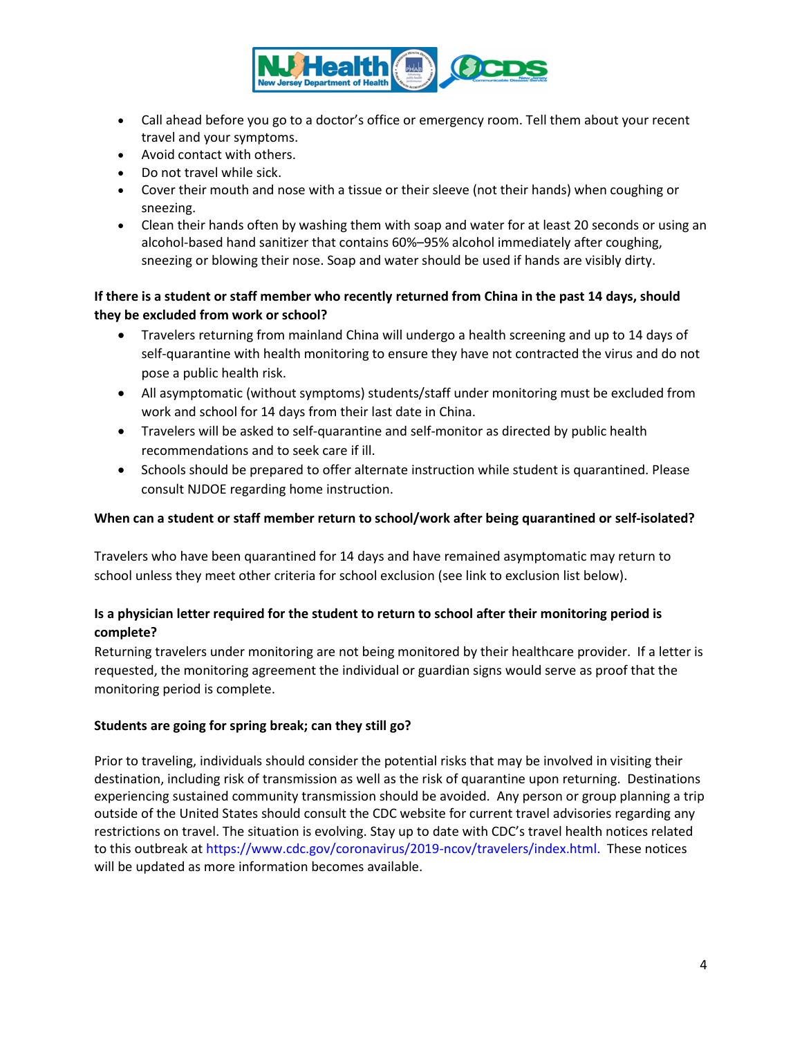- Call ahead before you go to a doctor's office or emergency room. Tell them about your recent travel and your symptoms.
- Avoid contact with others.
- Do not travel while sick.
- Cover their mouth and nose with a tissue or their sleeve (not their hands) when coughing or sneezing.
- Clean their hands often by washing them with soap and water for at least 20 seconds or using an alcohol-based hand sanitizer that contains 60%–95% alcohol immediately after coughing, sneezing or blowing their nose. Soap and water should be used if hands are visibly dirty.

**If there is a student or staff member who recently returned from China in the past 14 days, should they be excluded from work or school?**

- Travelers returning from mainland China will undergo a health screening and up to 14 days of self-quarantine with health monitoring to ensure they have not contracted the virus and do not pose a public health risk.
- All asymptomatic (without symptoms) students/staff under monitoring must be excluded from work and school for 14 days from their last date in China.
- Travelers will be asked to self-quarantine and self-monitor as directed by public health recommendations and to seek care if ill.
- Schools should be prepared to offer alternate instruction while student is quarantined. Please consult NJDOE regarding home instruction.

**When can a student or staff member return to school/work after being quarantined or self-isolated?**

Travelers who have been quarantined for 14 days and have remained asymptomatic may return to school unless they meet other criteria for school exclusion (see link to exclusion list below).

**Is a physician letter required for the student to return to school after their monitoring period is complete?**

Returning travelers under monitoring are not being monitored by their healthcare provider. If a letter is requested, the monitoring agreement the individual or guardian signs would serve as proof that the monitoring period is complete.

**Students are going for spring break; can they still go?**

Prior to traveling, individuals should consider the potential risks that may be involved in visiting their destination, including risk of transmission as well as the risk of quarantine upon returning. Destinations experiencing sustained community transmission should be avoided. Any person or group planning a trip outside of the United States should consult the CDC website for current travel advisories regarding any restrictions on travel. The situation is evolving. Stay up to date with CDC's travel health notices related to this outbreak at https://www.cdc.gov/coronavirus/2019-ncov/travelers/index.html. These notices will be updated as more information becomes available.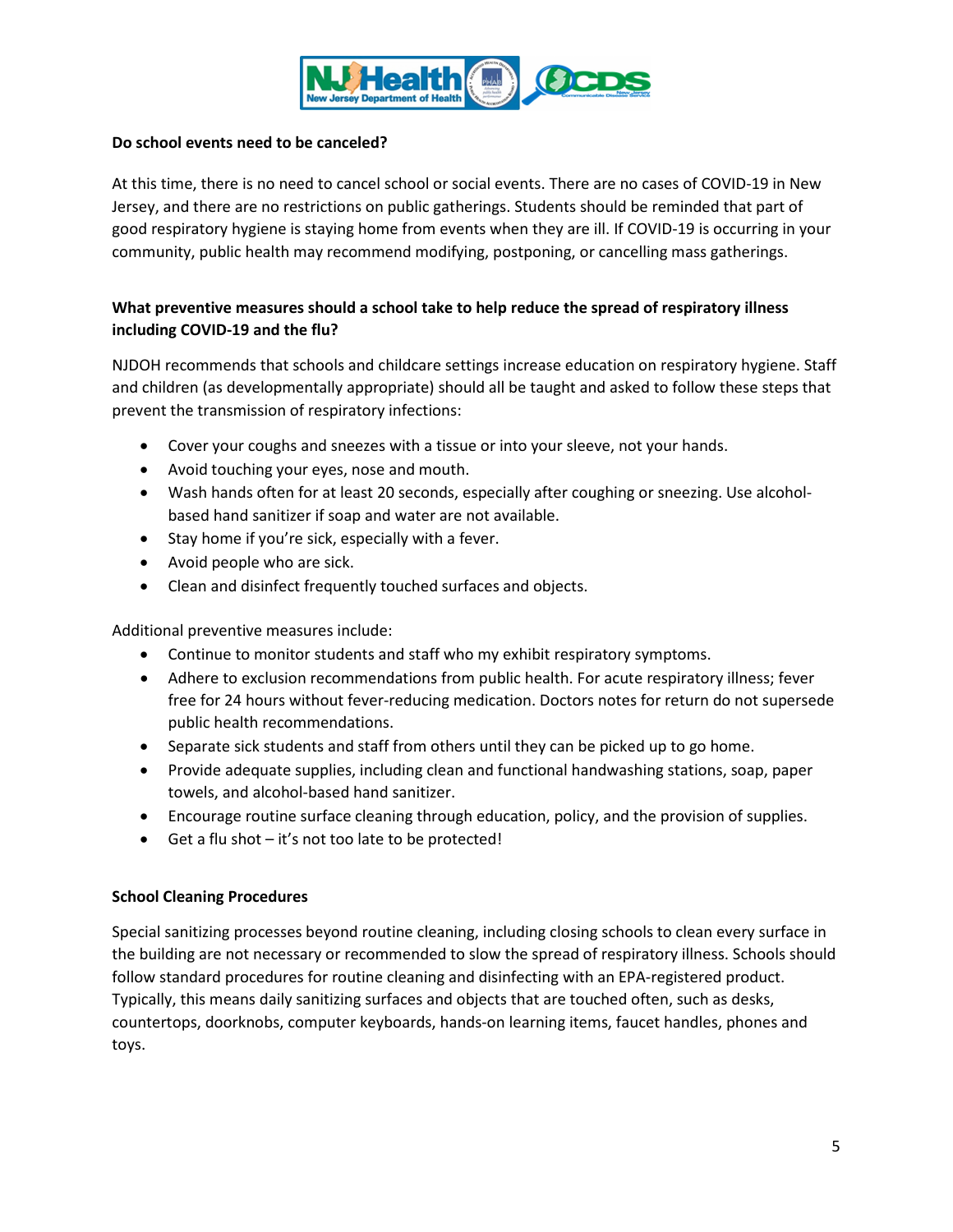**Do school events need to be canceled?**

At this time, there is no need to cancel school or social events. There are no cases of COVID-19 in New Jersey, and there are no restrictions on public gatherings. Students should be reminded that part of good respiratory hygiene is staying home from events when they are ill. If COVID-19 is occurring in your community, public health may recommend modifying, postponing, or cancelling mass gatherings.

**What preventive measures should a school take to help reduce the spread of respiratory illness including COVID-19 and the flu?**

NJDOH recommends that schools and childcare settings increase education on respiratory hygiene. Staff and children (as developmentally appropriate) should all be taught and asked to follow these steps that prevent the transmission of respiratory infections:

- Cover your coughs and sneezes with a tissue or into your sleeve, not your hands.
- Avoid touching your eyes, nose and mouth.
- Wash hands often for at least 20 seconds, especially after coughing or sneezing. Use alcohol-based hand sanitizer if soap and water are not available.
- Stay home if you're sick, especially with a fever.
- Avoid people who are sick.
- Clean and disinfect frequently touched surfaces and objects.

Additional preventive measures include:

- Continue to monitor students and staff who my exhibit respiratory symptoms.
- Adhere to exclusion recommendations from public health. For acute respiratory illness; fever free for 24 hours without fever-reducing medication. Doctors notes for return do not supersede public health recommendations.
- Separate sick students and staff from others until they can be picked up to go home.
- Provide adequate supplies, including clean and functional handwashing stations, soap, paper towels, and alcohol-based hand sanitizer.
- Encourage routine surface cleaning through education, policy, and the provision of supplies.
- Get a flu shot – it's not too late to be protected!

**School Cleaning Procedures**

Special sanitizing processes beyond routine cleaning, including closing schools to clean every surface in the building are not necessary or recommended to slow the spread of respiratory illness. Schools should follow standard procedures for routine cleaning and disinfecting with an EPA-registered product. Typically, this means daily sanitizing surfaces and objects that are touched often, such as desks, countertops, doorknobs, computer keyboards, hands-on learning items, faucet handles, phones and toys.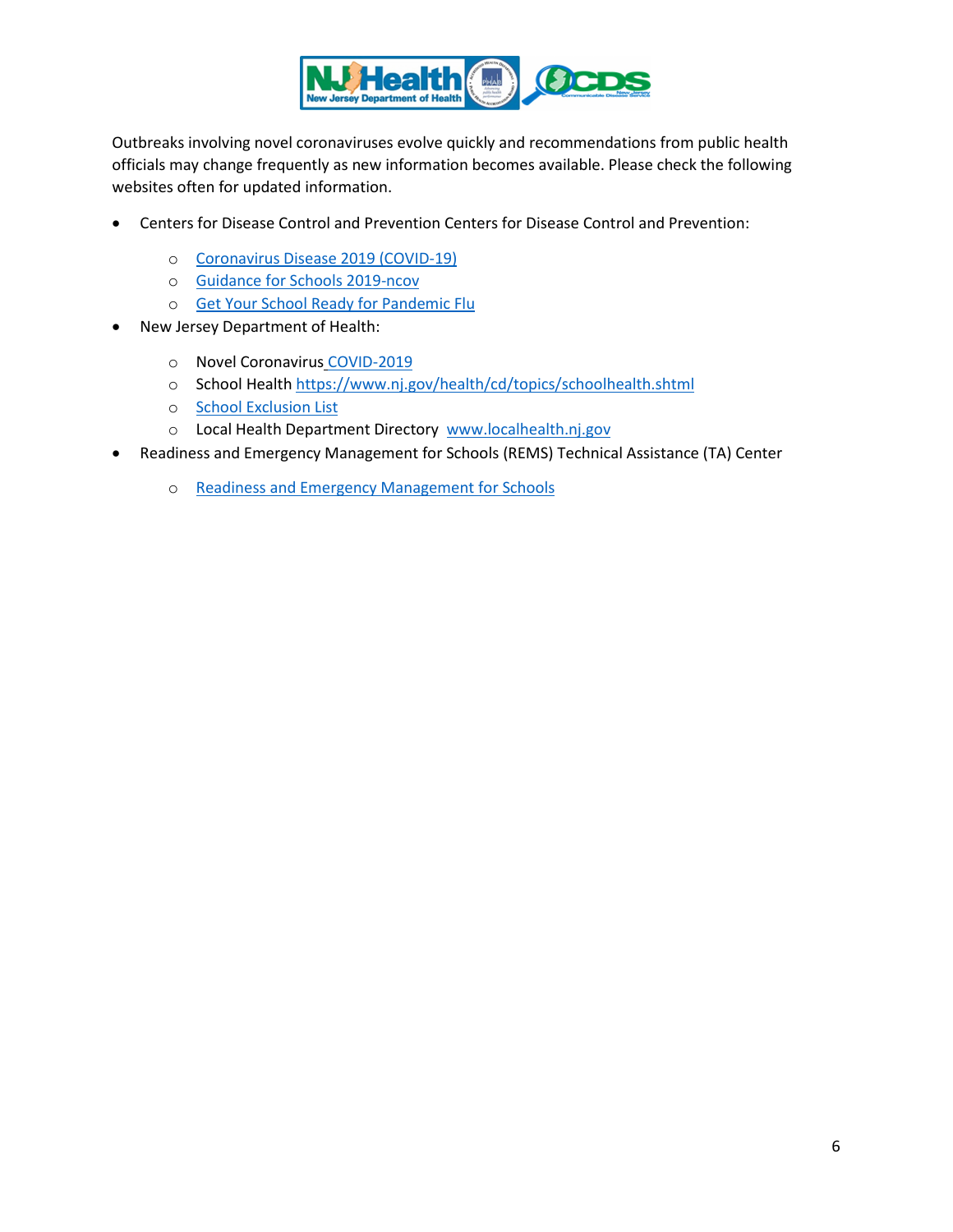Outbreaks involving novel coronaviruses evolve quickly and recommendations from public health officials may change frequently as new information becomes available. Please check the following websites often for updated information.

- Centers for Disease Control and Prevention Centers for Disease Control and Prevention:
  - Coronavirus Disease 2019 (COVID-19)
  - Guidance for Schools 2019-ncov
  - Get Your School Ready for Pandemic Flu
- New Jersey Department of Health:
  - Novel Coronavirus COVID-2019
  - School Health https://www.nj.gov/health/cd/topics/schoolhealth.shtml
  - School Exclusion List
  - Local Health Department Directory www.localhealth.nj.gov
- Readiness and Emergency Management for Schools (REMS) Technical Assistance (TA) Center
  - Readiness and Emergency Management for Schools